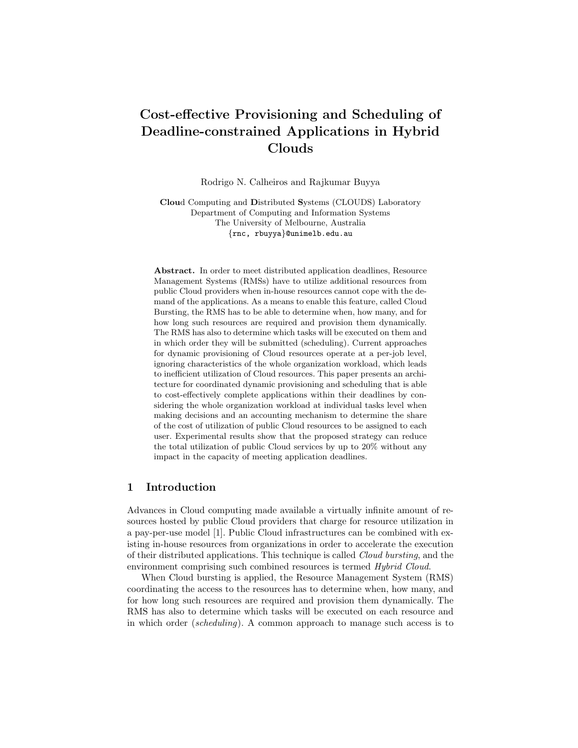# Cost-effective Provisioning and Scheduling of Deadline-constrained Applications in Hybrid Clouds

Rodrigo N. Calheiros and Rajkumar Buyya

**Clou**d Computing and **D**istributed **S**ystems (CLOUDS) Laboratory
Department of Computing and Information Systems
The University of Melbourne, Australia
{rnc, rbuyya}@unimelb.edu.au

**Abstract.** In order to meet distributed application deadlines, Resource Management Systems (RMSs) have to utilize additional resources from public Cloud providers when in-house resources cannot cope with the demand of the applications. As a means to enable this feature, called Cloud Bursting, the RMS has to be able to determine when, how many, and for how long such resources are required and provision them dynamically. The RMS has also to determine which tasks will be executed on them and in which order they will be submitted (scheduling). Current approaches for dynamic provisioning of Cloud resources operate at a per-job level, ignoring characteristics of the whole organization workload, which leads to inefficient utilization of Cloud resources. This paper presents an architecture for coordinated dynamic provisioning and scheduling that is able to cost-effectively complete applications within their deadlines by considering the whole organization workload at individual tasks level when making decisions and an accounting mechanism to determine the share of the cost of utilization of public Cloud resources to be assigned to each user. Experimental results show that the proposed strategy can reduce the total utilization of public Cloud services by up to 20% without any impact in the capacity of meeting application deadlines.

## 1 Introduction

Advances in Cloud computing made available a virtually infinite amount of resources hosted by public Cloud providers that charge for resource utilization in a pay-per-use model [1]. Public Cloud infrastructures can be combined with existing in-house resources from organizations in order to accelerate the execution of their distributed applications. This technique is called *Cloud bursting*, and the environment comprising such combined resources is termed *Hybrid Cloud*.

When Cloud bursting is applied, the Resource Management System (RMS) coordinating the access to the resources has to determine when, how many, and for how long such resources are required and provision them dynamically. The RMS has also to determine which tasks will be executed on each resource and in which order (*scheduling*). A common approach to manage such access is to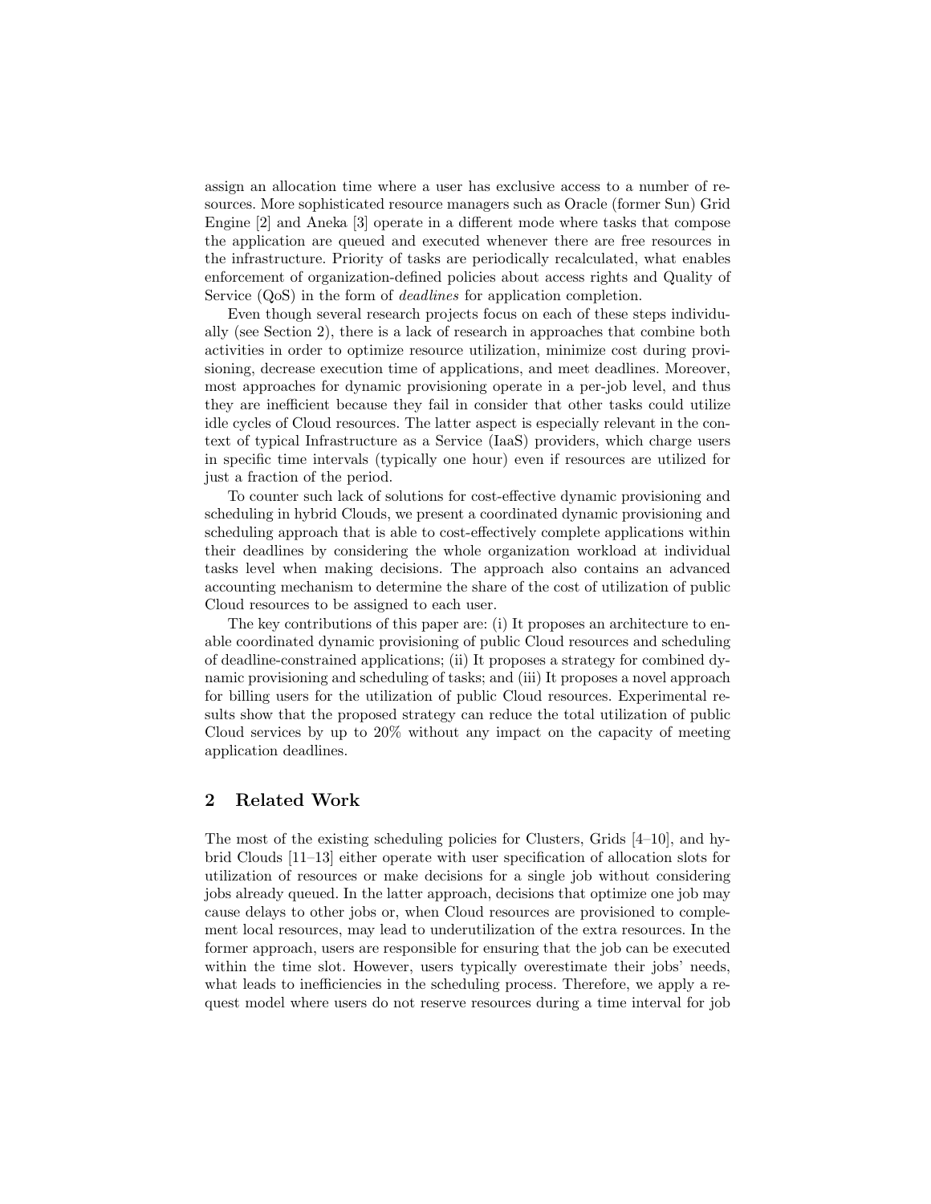assign an allocation time where a user has exclusive access to a number of resources. More sophisticated resource managers such as Oracle (former Sun) Grid Engine [2] and Aneka [3] operate in a different mode where tasks that compose the application are queued and executed whenever there are free resources in the infrastructure. Priority of tasks are periodically recalculated, what enables enforcement of organization-defined policies about access rights and Quality of Service (QoS) in the form of *deadlines* for application completion.

Even though several research projects focus on each of these steps individually (see Section 2), there is a lack of research in approaches that combine both activities in order to optimize resource utilization, minimize cost during provisioning, decrease execution time of applications, and meet deadlines. Moreover, most approaches for dynamic provisioning operate in a per-job level, and thus they are inefficient because they fail in consider that other tasks could utilize idle cycles of Cloud resources. The latter aspect is especially relevant in the context of typical Infrastructure as a Service (IaaS) providers, which charge users in specific time intervals (typically one hour) even if resources are utilized for just a fraction of the period.

To counter such lack of solutions for cost-effective dynamic provisioning and scheduling in hybrid Clouds, we present a coordinated dynamic provisioning and scheduling approach that is able to cost-effectively complete applications within their deadlines by considering the whole organization workload at individual tasks level when making decisions. The approach also contains an advanced accounting mechanism to determine the share of the cost of utilization of public Cloud resources to be assigned to each user.

The key contributions of this paper are: (i) It proposes an architecture to enable coordinated dynamic provisioning of public Cloud resources and scheduling of deadline-constrained applications; (ii) It proposes a strategy for combined dynamic provisioning and scheduling of tasks; and (iii) It proposes a novel approach for billing users for the utilization of public Cloud resources. Experimental results show that the proposed strategy can reduce the total utilization of public Cloud services by up to 20% without any impact on the capacity of meeting application deadlines.

## 2 Related Work

The most of the existing scheduling policies for Clusters, Grids [4–10], and hybrid Clouds [11–13] either operate with user specification of allocation slots for utilization of resources or make decisions for a single job without considering jobs already queued. In the latter approach, decisions that optimize one job may cause delays to other jobs or, when Cloud resources are provisioned to complement local resources, may lead to underutilization of the extra resources. In the former approach, users are responsible for ensuring that the job can be executed within the time slot. However, users typically overestimate their jobs' needs, what leads to inefficiencies in the scheduling process. Therefore, we apply a request model where users do not reserve resources during a time interval for job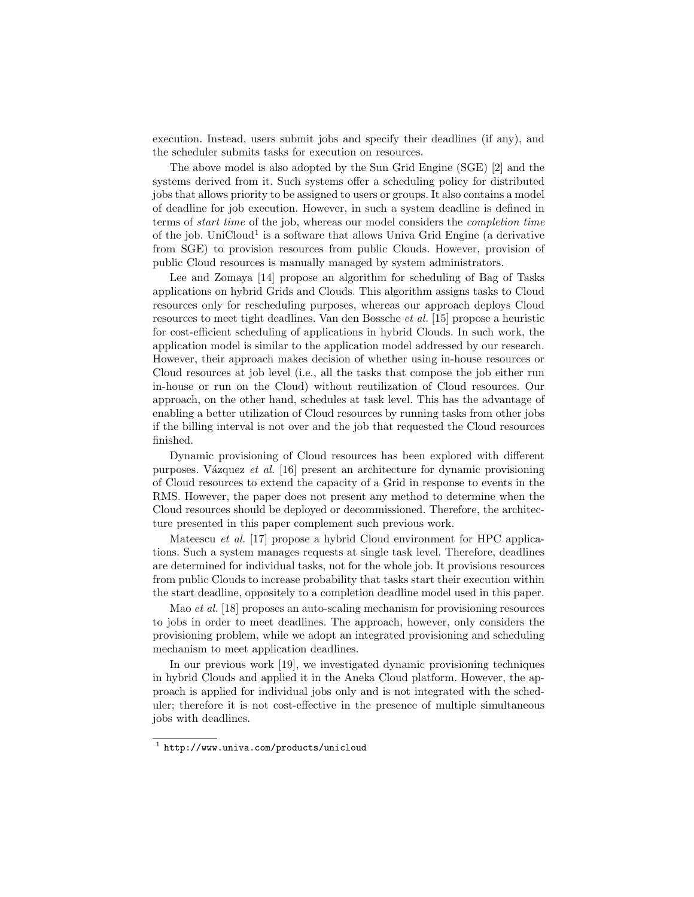execution. Instead, users submit jobs and specify their deadlines (if any), and the scheduler submits tasks for execution on resources.

The above model is also adopted by the Sun Grid Engine (SGE) [2] and the systems derived from it. Such systems offer a scheduling policy for distributed jobs that allows priority to be assigned to users or groups. It also contains a model of deadline for job execution. However, in such a system deadline is defined in terms of *start time* of the job, whereas our model considers the *completion time* of the job. UniCloud[1] is a software that allows Univa Grid Engine (a derivative from SGE) to provision resources from public Clouds. However, provision of public Cloud resources is manually managed by system administrators.

Lee and Zomaya [14] propose an algorithm for scheduling of Bag of Tasks applications on hybrid Grids and Clouds. This algorithm assigns tasks to Cloud resources only for rescheduling purposes, whereas our approach deploys Cloud resources to meet tight deadlines. Van den Bossche *et al.* [15] propose a heuristic for cost-efficient scheduling of applications in hybrid Clouds. In such work, the application model is similar to the application model addressed by our research. However, their approach makes decision of whether using in-house resources or Cloud resources at job level (i.e., all the tasks that compose the job either run in-house or run on the Cloud) without reutilization of Cloud resources. Our approach, on the other hand, schedules at task level. This has the advantage of enabling a better utilization of Cloud resources by running tasks from other jobs if the billing interval is not over and the job that requested the Cloud resources finished.

Dynamic provisioning of Cloud resources has been explored with different purposes. Vázquez *et al.* [16] present an architecture for dynamic provisioning of Cloud resources to extend the capacity of a Grid in response to events in the RMS. However, the paper does not present any method to determine when the Cloud resources should be deployed or decommissioned. Therefore, the architecture presented in this paper complement such previous work.

Mateescu *et al.* [17] propose a hybrid Cloud environment for HPC applications. Such a system manages requests at single task level. Therefore, deadlines are determined for individual tasks, not for the whole job. It provisions resources from public Clouds to increase probability that tasks start their execution within the start deadline, oppositely to a completion deadline model used in this paper.

Mao *et al.* [18] proposes an auto-scaling mechanism for provisioning resources to jobs in order to meet deadlines. The approach, however, only considers the provisioning problem, while we adopt an integrated provisioning and scheduling mechanism to meet application deadlines.

In our previous work [19], we investigated dynamic provisioning techniques in hybrid Clouds and applied it in the Aneka Cloud platform. However, the approach is applied for individual jobs only and is not integrated with the scheduler; therefore it is not cost-effective in the presence of multiple simultaneous jobs with deadlines.

[1] http://www.univa.com/products/unicloud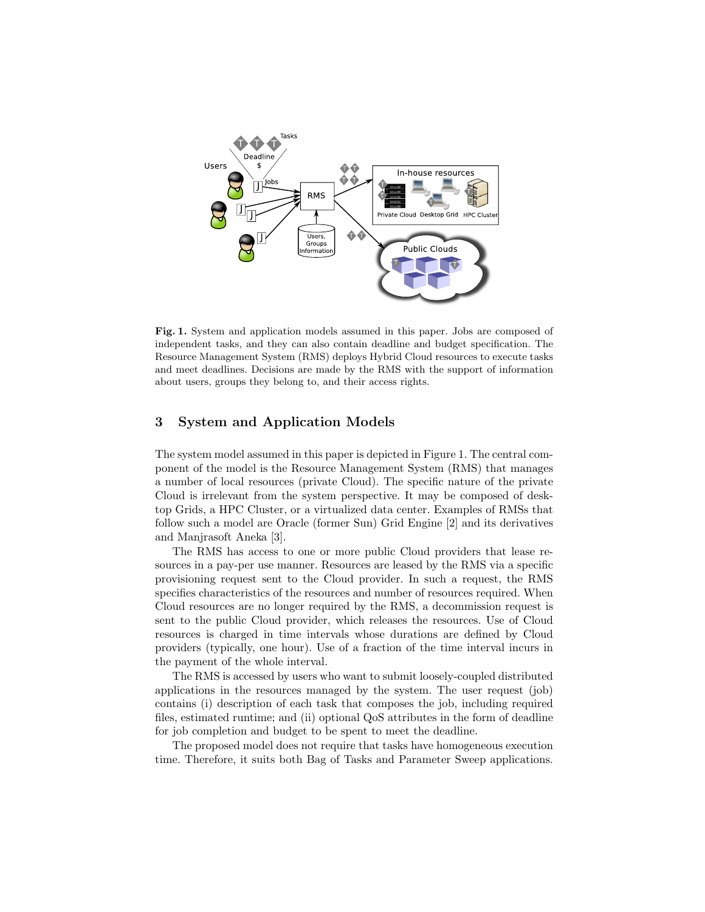**Fig. 1.** System and application models assumed in this paper. Jobs are composed of independent tasks, and they can also contain deadline and budget specification. The Resource Management System (RMS) deploys Hybrid Cloud resources to execute tasks and meet deadlines. Decisions are made by the RMS with the support of information about users, groups they belong to, and their access rights.

## 3 System and Application Models

The system model assumed in this paper is depicted in Figure 1. The central component of the model is the Resource Management System (RMS) that manages a number of local resources (private Cloud). The specific nature of the private Cloud is irrelevant from the system perspective. It may be composed of desktop Grids, a HPC Cluster, or a virtualized data center. Examples of RMSs that follow such a model are Oracle (former Sun) Grid Engine [2] and its derivatives and Manjrasoft Aneka [3].

The RMS has access to one or more public Cloud providers that lease resources in a pay-per use manner. Resources are leased by the RMS via a specific provisioning request sent to the Cloud provider. In such a request, the RMS specifies characteristics of the resources and number of resources required. When Cloud resources are no longer required by the RMS, a decommission request is sent to the public Cloud provider, which releases the resources. Use of Cloud resources is charged in time intervals whose durations are defined by Cloud providers (typically, one hour). Use of a fraction of the time interval incurs in the payment of the whole interval.

The RMS is accessed by users who want to submit loosely-coupled distributed applications in the resources managed by the system. The user request (job) contains (i) description of each task that composes the job, including required files, estimated runtime; and (ii) optional QoS attributes in the form of deadline for job completion and budget to be spent to meet the deadline.

The proposed model does not require that tasks have homogeneous execution time. Therefore, it suits both Bag of Tasks and Parameter Sweep applications.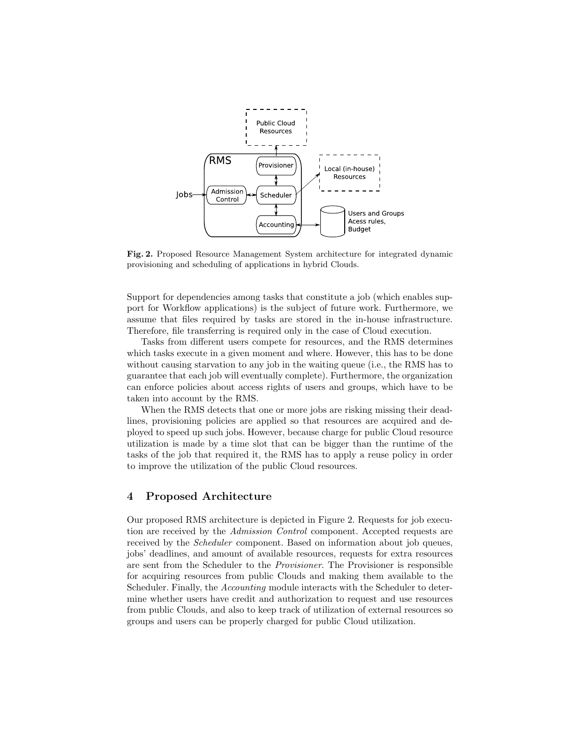Public Cloud
Resources

RMS

Provisioner

Local (in-house)
Resources

Jobs

Admission
Control

Scheduler

Accounting

Users and Groups
Acess rules,
Budget

**Fig. 2.** Proposed Resource Management System architecture for integrated dynamic provisioning and scheduling of applications in hybrid Clouds.

Support for dependencies among tasks that constitute a job (which enables support for Workflow applications) is the subject of future work. Furthermore, we assume that files required by tasks are stored in the in-house infrastructure. Therefore, file transferring is required only in the case of Cloud execution.

Tasks from different users compete for resources, and the RMS determines which tasks execute in a given moment and where. However, this has to be done without causing starvation to any job in the waiting queue (i.e., the RMS has to guarantee that each job will eventually complete). Furthermore, the organization can enforce policies about access rights of users and groups, which have to be taken into account by the RMS.

When the RMS detects that one or more jobs are risking missing their deadlines, provisioning policies are applied so that resources are acquired and deployed to speed up such jobs. However, because charge for public Cloud resource utilization is made by a time slot that can be bigger than the runtime of the tasks of the job that required it, the RMS has to apply a reuse policy in order to improve the utilization of the public Cloud resources.

## 4 Proposed Architecture

Our proposed RMS architecture is depicted in Figure 2. Requests for job execution are received by the *Admission Control* component. Accepted requests are received by the *Scheduler* component. Based on information about job queues, jobs' deadlines, and amount of available resources, requests for extra resources are sent from the Scheduler to the *Provisioner*. The Provisioner is responsible for acquiring resources from public Clouds and making them available to the Scheduler. Finally, the *Accounting* module interacts with the Scheduler to determine whether users have credit and authorization to request and use resources from public Clouds, and also to keep track of utilization of external resources so groups and users can be properly charged for public Cloud utilization.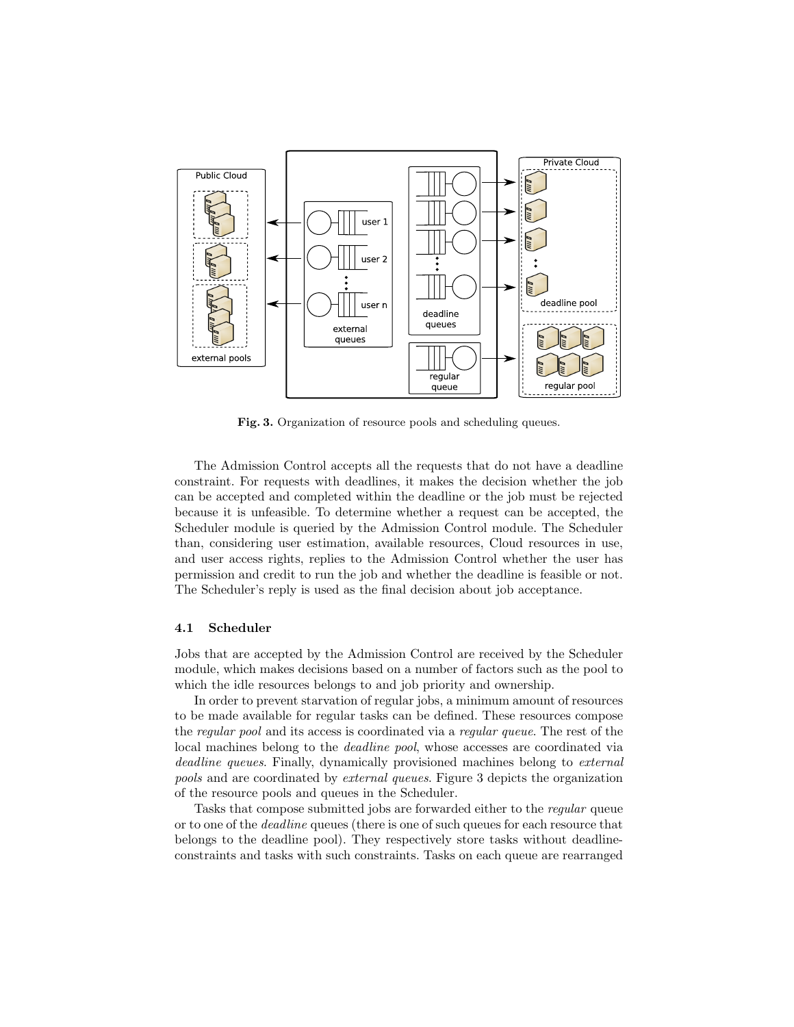Fig. 3. Organization of resource pools and scheduling queues.

The Admission Control accepts all the requests that do not have a deadline constraint. For requests with deadlines, it makes the decision whether the job can be accepted and completed within the deadline or the job must be rejected because it is unfeasible. To determine whether a request can be accepted, the Scheduler module is queried by the Admission Control module. The Scheduler than, considering user estimation, available resources, Cloud resources in use, and user access rights, replies to the Admission Control whether the user has permission and credit to run the job and whether the deadline is feasible or not. The Scheduler's reply is used as the final decision about job acceptance.

### 4.1 Scheduler

Jobs that are accepted by the Admission Control are received by the Scheduler module, which makes decisions based on a number of factors such as the pool to which the idle resources belongs to and job priority and ownership.

In order to prevent starvation of regular jobs, a minimum amount of resources to be made available for regular tasks can be defined. These resources compose the *regular pool* and its access is coordinated via a *regular queue*. The rest of the local machines belong to the *deadline pool*, whose accesses are coordinated via *deadline queues*. Finally, dynamically provisioned machines belong to *external pools* and are coordinated by *external queues*. Figure 3 depicts the organization of the resource pools and queues in the Scheduler.

Tasks that compose submitted jobs are forwarded either to the *regular* queue or to one of the *deadline* queues (there is one of such queues for each resource that belongs to the deadline pool). They respectively store tasks without deadline-constraints and tasks with such constraints. Tasks on each queue are rearranged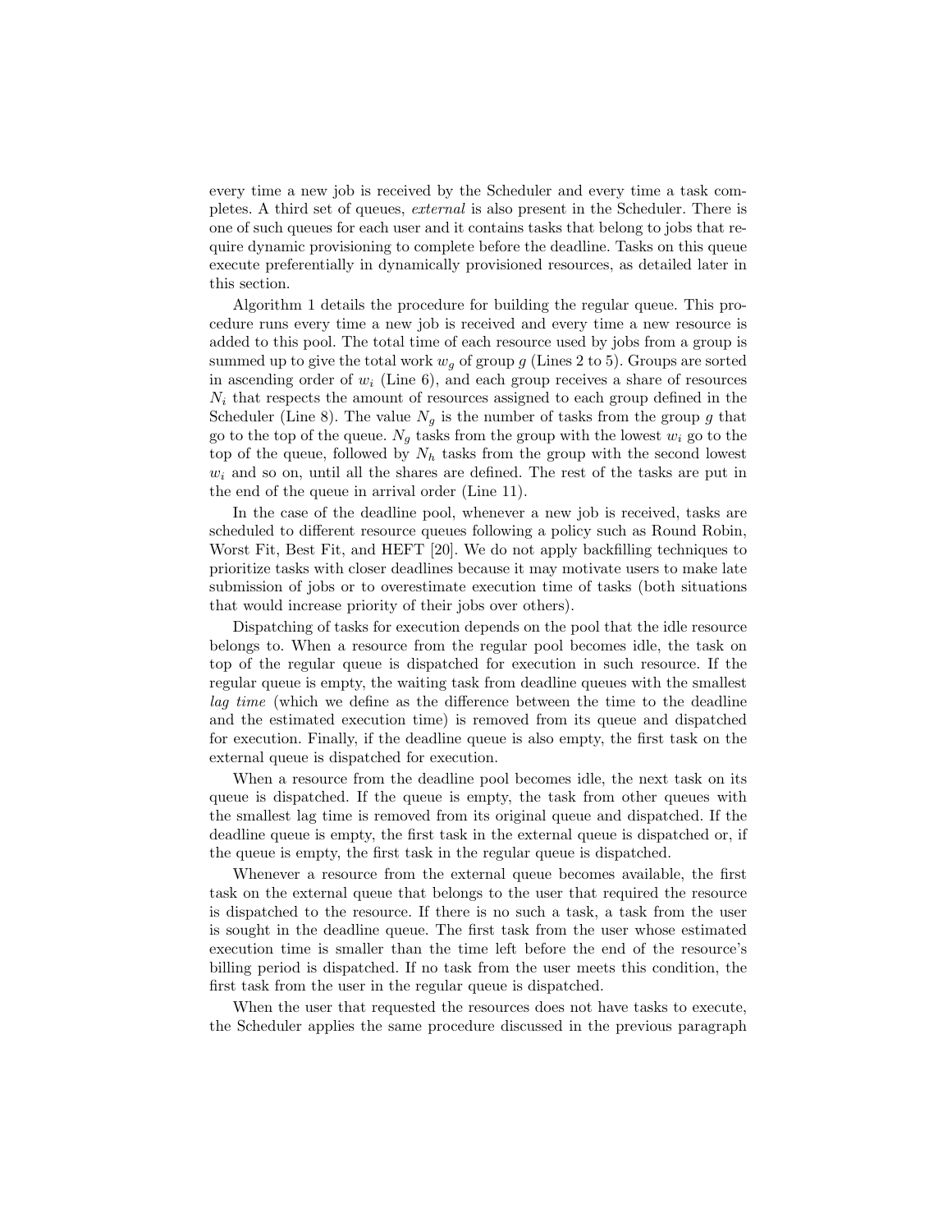every time a new job is received by the Scheduler and every time a task completes. A third set of queues, *external* is also present in the Scheduler. There is one of such queues for each user and it contains tasks that belong to jobs that require dynamic provisioning to complete before the deadline. Tasks on this queue execute preferentially in dynamically provisioned resources, as detailed later in this section.

Algorithm 1 details the procedure for building the regular queue. This procedure runs every time a new job is received and every time a new resource is added to this pool. The total time of each resource used by jobs from a group is summed up to give the total work $w_g$ of group $g$ (Lines 2 to 5). Groups are sorted in ascending order of $w_i$ (Line 6), and each group receives a share of resources $N_i$ that respects the amount of resources assigned to each group defined in the Scheduler (Line 8). The value $N_g$ is the number of tasks from the group $g$ that go to the top of the queue. $N_g$ tasks from the group with the lowest $w_i$ go to the top of the queue, followed by $N_h$ tasks from the group with the second lowest $w_i$ and so on, until all the shares are defined. The rest of the tasks are put in the end of the queue in arrival order (Line 11).

In the case of the deadline pool, whenever a new job is received, tasks are scheduled to different resource queues following a policy such as Round Robin, Worst Fit, Best Fit, and HEFT [20]. We do not apply backfilling techniques to prioritize tasks with closer deadlines because it may motivate users to make late submission of jobs or to overestimate execution time of tasks (both situations that would increase priority of their jobs over others).

Dispatching of tasks for execution depends on the pool that the idle resource belongs to. When a resource from the regular pool becomes idle, the task on top of the regular queue is dispatched for execution in such resource. If the regular queue is empty, the waiting task from deadline queues with the smallest *lag time* (which we define as the difference between the time to the deadline and the estimated execution time) is removed from its queue and dispatched for execution. Finally, if the deadline queue is also empty, the first task on the external queue is dispatched for execution.

When a resource from the deadline pool becomes idle, the next task on its queue is dispatched. If the queue is empty, the task from other queues with the smallest lag time is removed from its original queue and dispatched. If the deadline queue is empty, the first task in the external queue is dispatched or, if the queue is empty, the first task in the regular queue is dispatched.

Whenever a resource from the external queue becomes available, the first task on the external queue that belongs to the user that required the resource is dispatched to the resource. If there is no such a task, a task from the user is sought in the deadline queue. The first task from the user whose estimated execution time is smaller than the time left before the end of the resource's billing period is dispatched. If no task from the user meets this condition, the first task from the user in the regular queue is dispatched.

When the user that requested the resources does not have tasks to execute, the Scheduler applies the same procedure discussed in the previous paragraph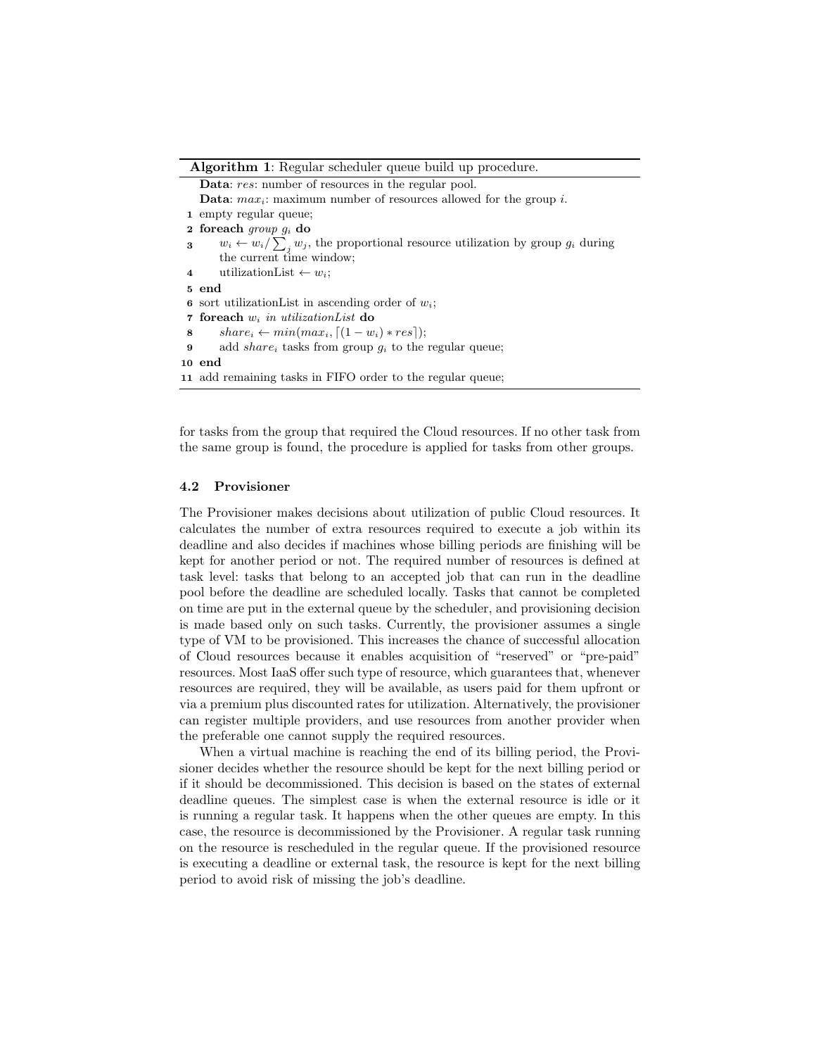**Algorithm 1**: Regular scheduler queue build up procedure.

```
   Data: res: number of resources in the regular pool.
   Data: max_i: maximum number of resources allowed for the group i.
 1 empty regular queue;
 2 foreach group g_i do
 3     w_i ← w_i / Σ_j w_j, the proportional resource utilization by group g_i during
       the current time window;
 4     utilizationList ← w_i;
 5 end
 6 sort utilizationList in ascending order of w_i;
 7 foreach w_i in utilizationList do
 8     share_i ← min(max_i, ⌈(1 − w_i) ∗ res⌉);
 9     add share_i tasks from group g_i to the regular queue;
10 end
11 add remaining tasks in FIFO order to the regular queue;
```

for tasks from the group that required the Cloud resources. If no other task from the same group is found, the procedure is applied for tasks from other groups.

### 4.2 Provisioner

The Provisioner makes decisions about utilization of public Cloud resources. It calculates the number of extra resources required to execute a job within its deadline and also decides if machines whose billing periods are finishing will be kept for another period or not. The required number of resources is defined at task level: tasks that belong to an accepted job that can run in the deadline pool before the deadline are scheduled locally. Tasks that cannot be completed on time are put in the external queue by the scheduler, and provisioning decision is made based only on such tasks. Currently, the provisioner assumes a single type of VM to be provisioned. This increases the chance of successful allocation of Cloud resources because it enables acquisition of "reserved" or "pre-paid" resources. Most IaaS offer such type of resource, which guarantees that, whenever resources are required, they will be available, as users paid for them upfront or via a premium plus discounted rates for utilization. Alternatively, the provisioner can register multiple providers, and use resources from another provider when the preferable one cannot supply the required resources.

When a virtual machine is reaching the end of its billing period, the Provisioner decides whether the resource should be kept for the next billing period or if it should be decommissioned. This decision is based on the states of external deadline queues. The simplest case is when the external resource is idle or it is running a regular task. It happens when the other queues are empty. In this case, the resource is decommissioned by the Provisioner. A regular task running on the resource is rescheduled in the regular queue. If the provisioned resource is executing a deadline or external task, the resource is kept for the next billing period to avoid risk of missing the job's deadline.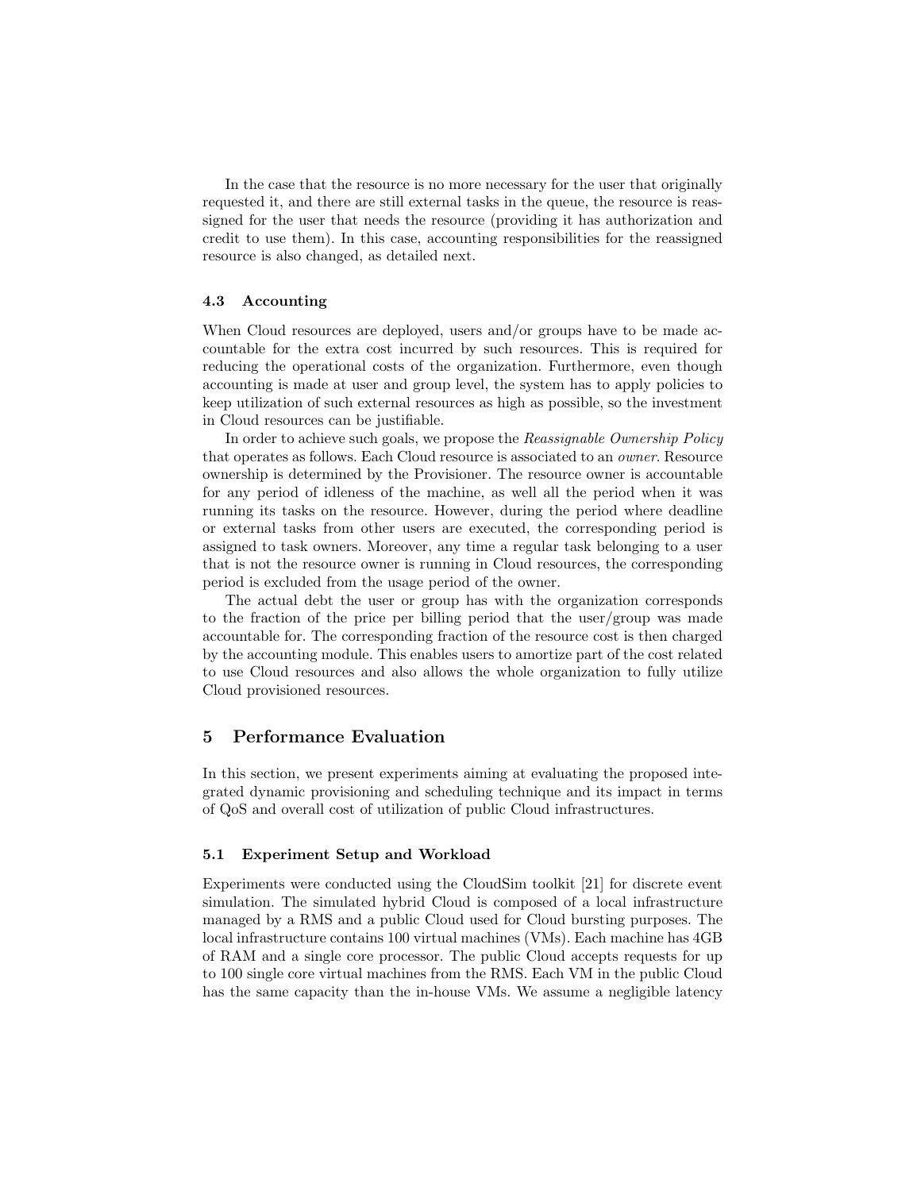In the case that the resource is no more necessary for the user that originally requested it, and there are still external tasks in the queue, the resource is reassigned for the user that needs the resource (providing it has authorization and credit to use them). In this case, accounting responsibilities for the reassigned resource is also changed, as detailed next.

### 4.3 Accounting

When Cloud resources are deployed, users and/or groups have to be made accountable for the extra cost incurred by such resources. This is required for reducing the operational costs of the organization. Furthermore, even though accounting is made at user and group level, the system has to apply policies to keep utilization of such external resources as high as possible, so the investment in Cloud resources can be justifiable.

In order to achieve such goals, we propose the *Reassignable Ownership Policy* that operates as follows. Each Cloud resource is associated to an *owner*. Resource ownership is determined by the Provisioner. The resource owner is accountable for any period of idleness of the machine, as well all the period when it was running its tasks on the resource. However, during the period where deadline or external tasks from other users are executed, the corresponding period is assigned to task owners. Moreover, any time a regular task belonging to a user that is not the resource owner is running in Cloud resources, the corresponding period is excluded from the usage period of the owner.

The actual debt the user or group has with the organization corresponds to the fraction of the price per billing period that the user/group was made accountable for. The corresponding fraction of the resource cost is then charged by the accounting module. This enables users to amortize part of the cost related to use Cloud resources and also allows the whole organization to fully utilize Cloud provisioned resources.

## 5 Performance Evaluation

In this section, we present experiments aiming at evaluating the proposed integrated dynamic provisioning and scheduling technique and its impact in terms of QoS and overall cost of utilization of public Cloud infrastructures.

### 5.1 Experiment Setup and Workload

Experiments were conducted using the CloudSim toolkit [21] for discrete event simulation. The simulated hybrid Cloud is composed of a local infrastructure managed by a RMS and a public Cloud used for Cloud bursting purposes. The local infrastructure contains 100 virtual machines (VMs). Each machine has 4GB of RAM and a single core processor. The public Cloud accepts requests for up to 100 single core virtual machines from the RMS. Each VM in the public Cloud has the same capacity than the in-house VMs. We assume a negligible latency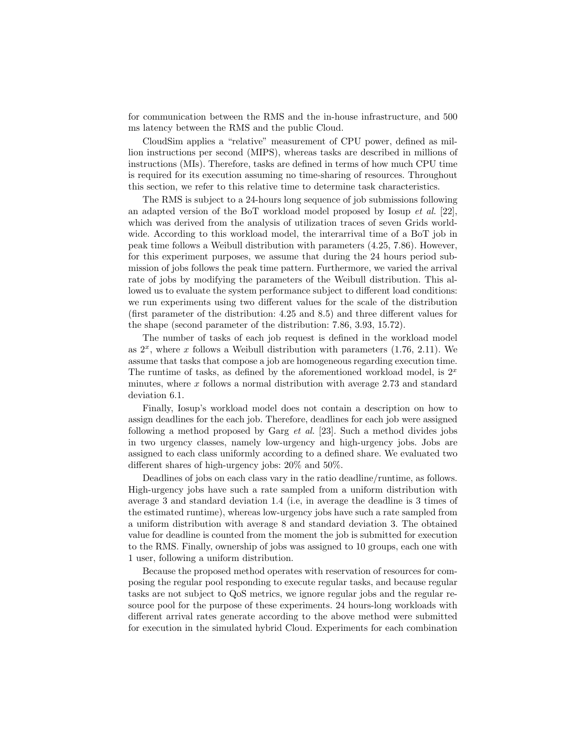for communication between the RMS and the in-house infrastructure, and 500 ms latency between the RMS and the public Cloud.

CloudSim applies a "relative" measurement of CPU power, defined as million instructions per second (MIPS), whereas tasks are described in millions of instructions (MIs). Therefore, tasks are defined in terms of how much CPU time is required for its execution assuming no time-sharing of resources. Throughout this section, we refer to this relative time to determine task characteristics.

The RMS is subject to a 24-hours long sequence of job submissions following an adapted version of the BoT workload model proposed by Iosup *et al.* [22], which was derived from the analysis of utilization traces of seven Grids worldwide. According to this workload model, the interarrival time of a BoT job in peak time follows a Weibull distribution with parameters (4.25, 7.86). However, for this experiment purposes, we assume that during the 24 hours period submission of jobs follows the peak time pattern. Furthermore, we varied the arrival rate of jobs by modifying the parameters of the Weibull distribution. This allowed us to evaluate the system performance subject to different load conditions: we run experiments using two different values for the scale of the distribution (first parameter of the distribution: 4.25 and 8.5) and three different values for the shape (second parameter of the distribution: 7.86, 3.93, 15.72).

The number of tasks of each job request is defined in the workload model as $2^x$, where $x$ follows a Weibull distribution with parameters (1.76, 2.11). We assume that tasks that compose a job are homogeneous regarding execution time. The runtime of tasks, as defined by the aforementioned workload model, is $2^x$ minutes, where $x$ follows a normal distribution with average 2.73 and standard deviation 6.1.

Finally, Iosup's workload model does not contain a description on how to assign deadlines for the each job. Therefore, deadlines for each job were assigned following a method proposed by Garg *et al.* [23]. Such a method divides jobs in two urgency classes, namely low-urgency and high-urgency jobs. Jobs are assigned to each class uniformly according to a defined share. We evaluated two different shares of high-urgency jobs: 20% and 50%.

Deadlines of jobs on each class vary in the ratio deadline/runtime, as follows. High-urgency jobs have such a rate sampled from a uniform distribution with average 3 and standard deviation 1.4 (i.e, in average the deadline is 3 times of the estimated runtime), whereas low-urgency jobs have such a rate sampled from a uniform distribution with average 8 and standard deviation 3. The obtained value for deadline is counted from the moment the job is submitted for execution to the RMS. Finally, ownership of jobs was assigned to 10 groups, each one with 1 user, following a uniform distribution.

Because the proposed method operates with reservation of resources for composing the regular pool responding to execute regular tasks, and because regular tasks are not subject to QoS metrics, we ignore regular jobs and the regular resource pool for the purpose of these experiments. 24 hours-long workloads with different arrival rates generate according to the above method were submitted for execution in the simulated hybrid Cloud. Experiments for each combination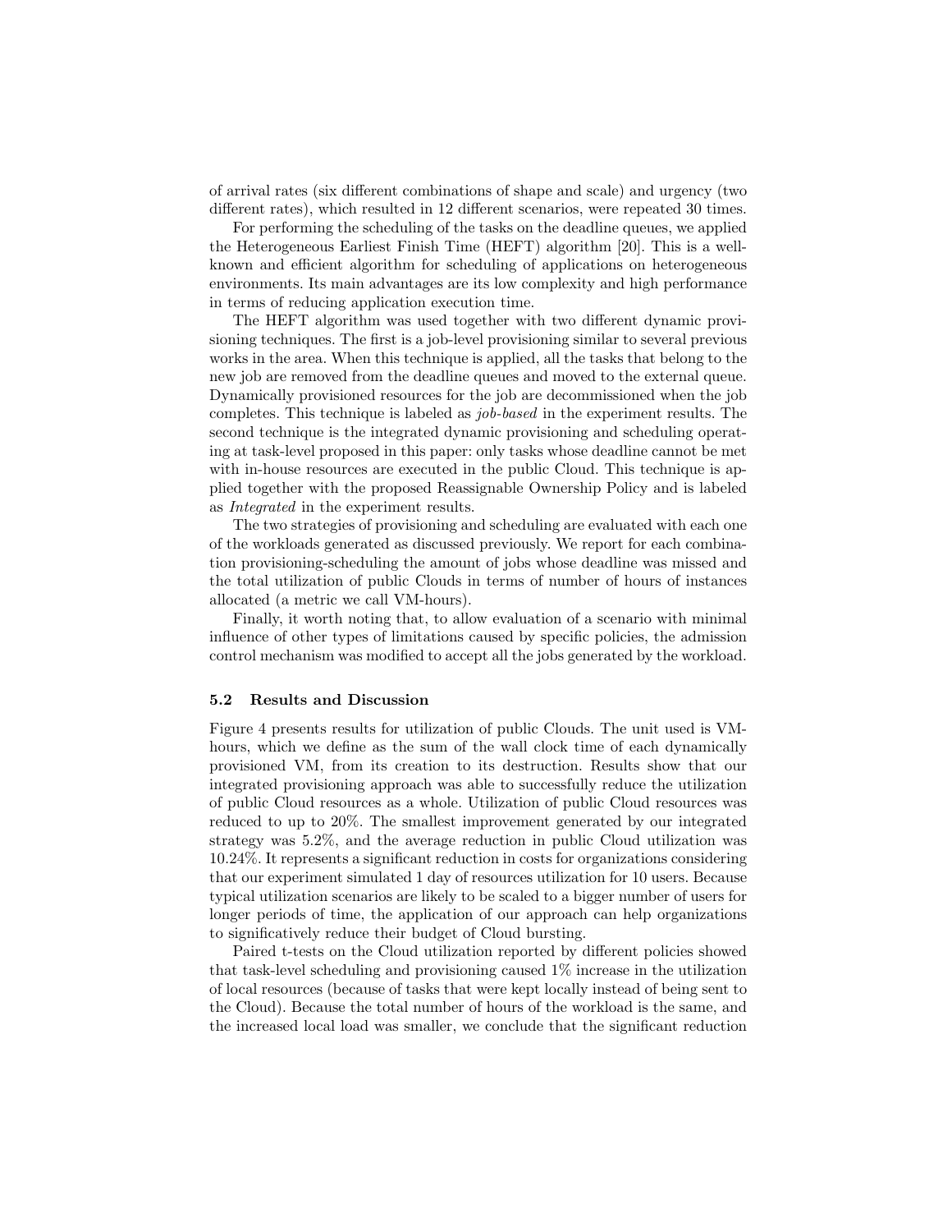of arrival rates (six different combinations of shape and scale) and urgency (two different rates), which resulted in 12 different scenarios, were repeated 30 times.

For performing the scheduling of the tasks on the deadline queues, we applied the Heterogeneous Earliest Finish Time (HEFT) algorithm [20]. This is a well-known and efficient algorithm for scheduling of applications on heterogeneous environments. Its main advantages are its low complexity and high performance in terms of reducing application execution time.

The HEFT algorithm was used together with two different dynamic provisioning techniques. The first is a job-level provisioning similar to several previous works in the area. When this technique is applied, all the tasks that belong to the new job are removed from the deadline queues and moved to the external queue. Dynamically provisioned resources for the job are decommissioned when the job completes. This technique is labeled as *job-based* in the experiment results. The second technique is the integrated dynamic provisioning and scheduling operating at task-level proposed in this paper: only tasks whose deadline cannot be met with in-house resources are executed in the public Cloud. This technique is applied together with the proposed Reassignable Ownership Policy and is labeled as *Integrated* in the experiment results.

The two strategies of provisioning and scheduling are evaluated with each one of the workloads generated as discussed previously. We report for each combination provisioning-scheduling the amount of jobs whose deadline was missed and the total utilization of public Clouds in terms of number of hours of instances allocated (a metric we call VM-hours).

Finally, it worth noting that, to allow evaluation of a scenario with minimal influence of other types of limitations caused by specific policies, the admission control mechanism was modified to accept all the jobs generated by the workload.

### 5.2 Results and Discussion

Figure 4 presents results for utilization of public Clouds. The unit used is VM-hours, which we define as the sum of the wall clock time of each dynamically provisioned VM, from its creation to its destruction. Results show that our integrated provisioning approach was able to successfully reduce the utilization of public Cloud resources as a whole. Utilization of public Cloud resources was reduced to up to 20%. The smallest improvement generated by our integrated strategy was 5.2%, and the average reduction in public Cloud utilization was 10.24%. It represents a significant reduction in costs for organizations considering that our experiment simulated 1 day of resources utilization for 10 users. Because typical utilization scenarios are likely to be scaled to a bigger number of users for longer periods of time, the application of our approach can help organizations to significatively reduce their budget of Cloud bursting.

Paired t-tests on the Cloud utilization reported by different policies showed that task-level scheduling and provisioning caused 1% increase in the utilization of local resources (because of tasks that were kept locally instead of being sent to the Cloud). Because the total number of hours of the workload is the same, and the increased local load was smaller, we conclude that the significant reduction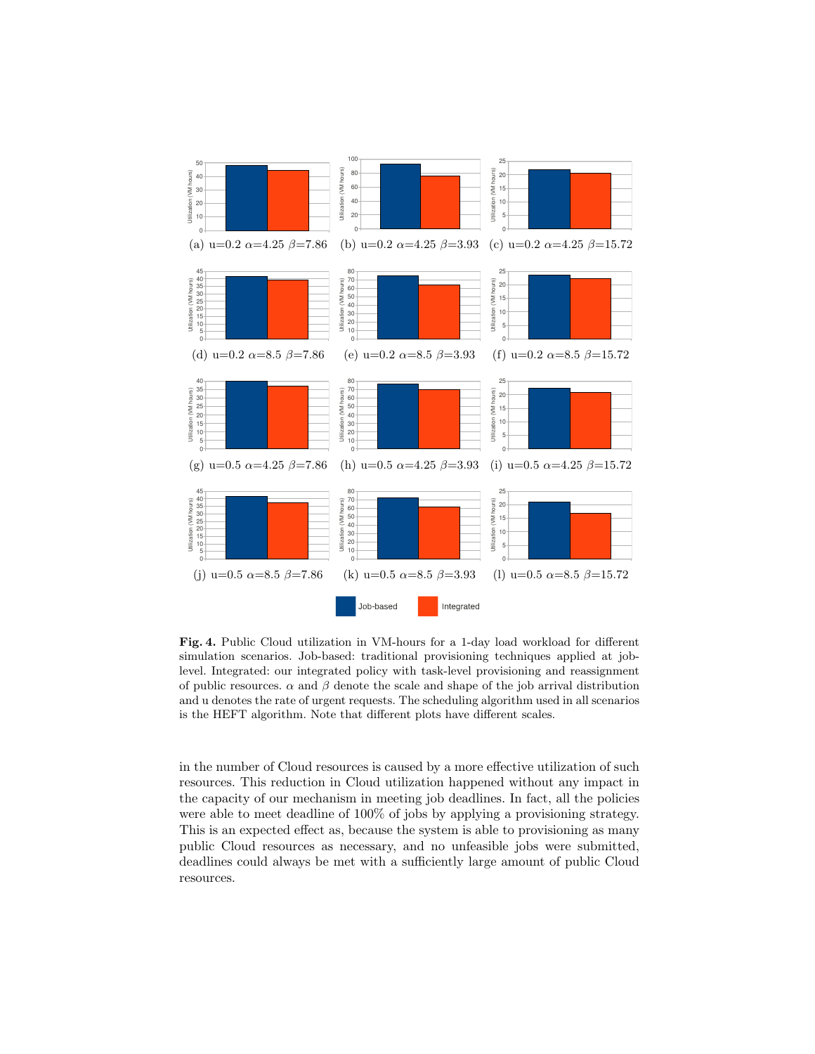(a) u=0.2 $\alpha$=4.25 $\beta$=7.86 (b) u=0.2 $\alpha$=4.25 $\beta$=3.93 (c) u=0.2 $\alpha$=4.25 $\beta$=15.72

(d) u=0.2 $\alpha$=8.5 $\beta$=7.86 (e) u=0.2 $\alpha$=8.5 $\beta$=3.93 (f) u=0.2 $\alpha$=8.5 $\beta$=15.72

(g) u=0.5 $\alpha$=4.25 $\beta$=7.86 (h) u=0.5 $\alpha$=4.25 $\beta$=3.93 (i) u=0.5 $\alpha$=4.25 $\beta$=15.72

(j) u=0.5 $\alpha$=8.5 $\beta$=7.86 (k) u=0.5 $\alpha$=8.5 $\beta$=3.93 (l) u=0.5 $\alpha$=8.5 $\beta$=15.72

Job-based Integrated

**Fig. 4.** Public Cloud utilization in VM-hours for a 1-day load workload for different simulation scenarios. Job-based: traditional provisioning techniques applied at job-level. Integrated: our integrated policy with task-level provisioning and reassignment of public resources. $\alpha$ and $\beta$ denote the scale and shape of the job arrival distribution and u denotes the rate of urgent requests. The scheduling algorithm used in all scenarios is the HEFT algorithm. Note that different plots have different scales.

in the number of Cloud resources is caused by a more effective utilization of such resources. This reduction in Cloud utilization happened without any impact in the capacity of our mechanism in meeting job deadlines. In fact, all the policies were able to meet deadline of 100% of jobs by applying a provisioning strategy. This is an expected effect as, because the system is able to provisioning as many public Cloud resources as necessary, and no unfeasible jobs were submitted, deadlines could always be met with a sufficiently large amount of public Cloud resources.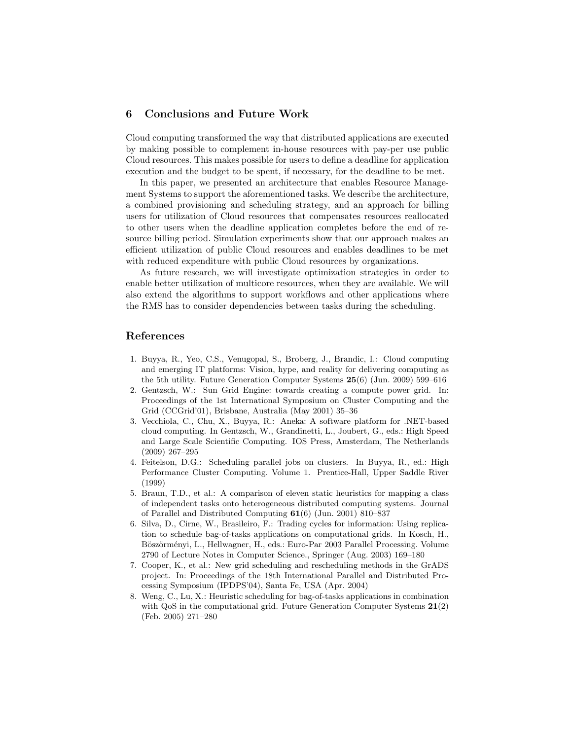## 6 Conclusions and Future Work

Cloud computing transformed the way that distributed applications are executed by making possible to complement in-house resources with pay-per use public Cloud resources. This makes possible for users to define a deadline for application execution and the budget to be spent, if necessary, for the deadline to be met.

In this paper, we presented an architecture that enables Resource Management Systems to support the aforementioned tasks. We describe the architecture, a combined provisioning and scheduling strategy, and an approach for billing users for utilization of Cloud resources that compensates resources reallocated to other users when the deadline application completes before the end of resource billing period. Simulation experiments show that our approach makes an efficient utilization of public Cloud resources and enables deadlines to be met with reduced expenditure with public Cloud resources by organizations.

As future research, we will investigate optimization strategies in order to enable better utilization of multicore resources, when they are available. We will also extend the algorithms to support workflows and other applications where the RMS has to consider dependencies between tasks during the scheduling.

## References

1. Buyya, R., Yeo, C.S., Venugopal, S., Broberg, J., Brandic, I.: Cloud computing and emerging IT platforms: Vision, hype, and reality for delivering computing as the 5th utility. Future Generation Computer Systems **25**(6) (Jun. 2009) 599–616
2. Gentzsch, W.: Sun Grid Engine: towards creating a compute power grid. In: Proceedings of the 1st International Symposium on Cluster Computing and the Grid (CCGrid'01), Brisbane, Australia (May 2001) 35–36
3. Vecchiola, C., Chu, X., Buyya, R.: Aneka: A software platform for .NET-based cloud computing. In Gentzsch, W., Grandinetti, L., Joubert, G., eds.: High Speed and Large Scale Scientific Computing. IOS Press, Amsterdam, The Netherlands (2009) 267–295
4. Feitelson, D.G.: Scheduling parallel jobs on clusters. In Buyya, R., ed.: High Performance Cluster Computing. Volume 1. Prentice-Hall, Upper Saddle River (1999)
5. Braun, T.D., et al.: A comparison of eleven static heuristics for mapping a class of independent tasks onto heterogeneous distributed computing systems. Journal of Parallel and Distributed Computing **61**(6) (Jun. 2001) 810–837
6. Silva, D., Cirne, W., Brasileiro, F.: Trading cycles for information: Using replication to schedule bag-of-tasks applications on computational grids. In Kosch, H., Böszörményi, L., Hellwagner, H., eds.: Euro-Par 2003 Parallel Processing. Volume 2790 of Lecture Notes in Computer Science., Springer (Aug. 2003) 169–180
7. Cooper, K., et al.: New grid scheduling and rescheduling methods in the GrADS project. In: Proceedings of the 18th International Parallel and Distributed Processing Symposium (IPDPS'04), Santa Fe, USA (Apr. 2004)
8. Weng, C., Lu, X.: Heuristic scheduling for bag-of-tasks applications in combination with QoS in the computational grid. Future Generation Computer Systems **21**(2) (Feb. 2005) 271–280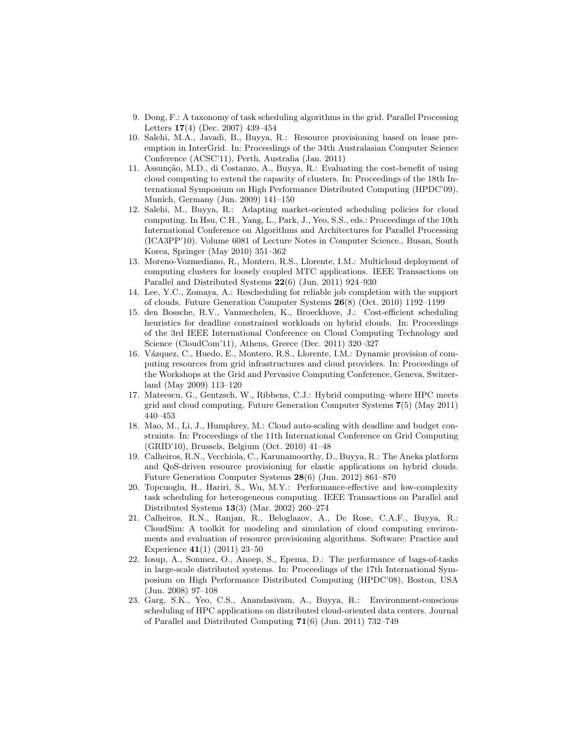9. Dong, F.: A taxonomy of task scheduling algorithms in the grid. Parallel Processing Letters **17**(4) (Dec. 2007) 439–454
10. Salehi, M.A., Javadi, B., Buyya, R.: Resource provisioning based on lease preemption in InterGrid. In: Proceedings of the 34th Australasian Computer Science Conference (ACSC'11), Perth, Australia (Jan. 2011)
11. Assunção, M.D., di Costanzo, A., Buyya, R.: Evaluating the cost-benefit of using cloud computing to extend the capacity of clusters. In: Proceedings of the 18th International Symposium on High Performance Distributed Computing (HPDC'09), Munich, Germany (Jun. 2009) 141–150
12. Salehi, M., Buyya, R.: Adapting market-oriented scheduling policies for cloud computing. In Hsu, C.H., Yang, L., Park, J., Yeo, S.S., eds.: Proceedings of the 10th International Conference on Algorithms and Architectures for Parallel Processing (ICA3PP'10). Volume 6081 of Lecture Notes in Computer Science., Busan, South Korea, Springer (May 2010) 351–362
13. Moreno-Vozmediano, R., Montero, R.S., Llorente, I.M.: Multicloud deployment of computing clusters for loosely coupled MTC applications. IEEE Transactions on Parallel and Distributed Systems **22**(6) (Jun. 2011) 924–930
14. Lee, Y.C., Zomaya, A.: Rescheduling for reliable job completion with the support of clouds. Future Generation Computer Systems **26**(8) (Oct. 2010) 1192–1199
15. den Bossche, R.V., Vanmechelen, K., Broeckhove, J.: Cost-efficient scheduling heuristics for deadline constrained workloads on hybrid clouds. In: Proceedings of the 3rd IEEE International Conference on Cloud Computing Technology and Science (CloudCom'11), Athens, Greece (Dec. 2011) 320–327
16. Vázquez, C., Huedo, E., Montero, R.S., Llorente, I.M.: Dynamic provision of computing resources from grid infrastructures and cloud providers. In: Proceedings of the Workshops at the Grid and Pervasive Computing Conference, Geneva, Switzerland (May 2009) 113–120
17. Mateescu, G., Gentzsch, W., Ribbens, C.J.: Hybrid computing–where HPC meets grid and cloud computing. Future Generation Computer Systems **7**(5) (May 2011) 440–453
18. Mao, M., Li, J., Humphrey, M.: Cloud auto-scaling with deadline and budget constraints. In: Proceedings of the 11th International Conference on Grid Computing (GRID'10), Brussels, Belgium (Oct. 2010) 41–48
19. Calheiros, R.N., Vecchiola, C., Karunamoorthy, D., Buyya, R.: The Aneka platform and QoS-driven resource provisioning for elastic applications on hybrid clouds. Future Generation Computer Systems **28**(6) (Jun. 2012) 861–870
20. Topcuoglu, H., Hariri, S., Wu, M.Y.: Performance-effective and low-complexity task scheduling for heterogeneous computing. IEEE Transactions on Parallel and Distributed Systems **13**(3) (Mar. 2002) 260–274
21. Calheiros, R.N., Ranjan, R., Beloglazov, A., De Rose, C.A.F., Buyya, R.: CloudSim: A toolkit for modeling and simulation of cloud computing environments and evaluation of resource provisioning algorithms. Software: Practice and Experience **41**(1) (2011) 23–50
22. Iosup, A., Sonmez, O., Anoep, S., Epema, D.: The performance of bags-of-tasks in large-scale distributed systems. In: Proceedings of the 17th International Symposium on High Performance Distributed Computing (HPDC'08), Boston, USA (Jun. 2008) 97–108
23. Garg, S.K., Yeo, C.S., Anandasivam, A., Buyya, R.: Environment-conscious scheduling of HPC applications on distributed cloud-oriented data centers. Journal of Parallel and Distributed Computing **71**(6) (Jun. 2011) 732–749